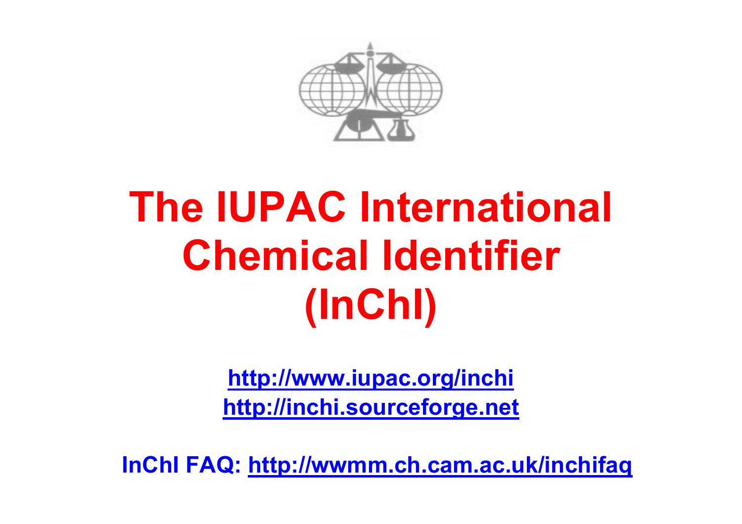# The IUPAC International Chemical Identifier (InChI)

http://www.iupac.org/inchi
http://inchi.sourceforge.net

**InChI FAQ:** http://wwmm.ch.cam.ac.uk/inchifaq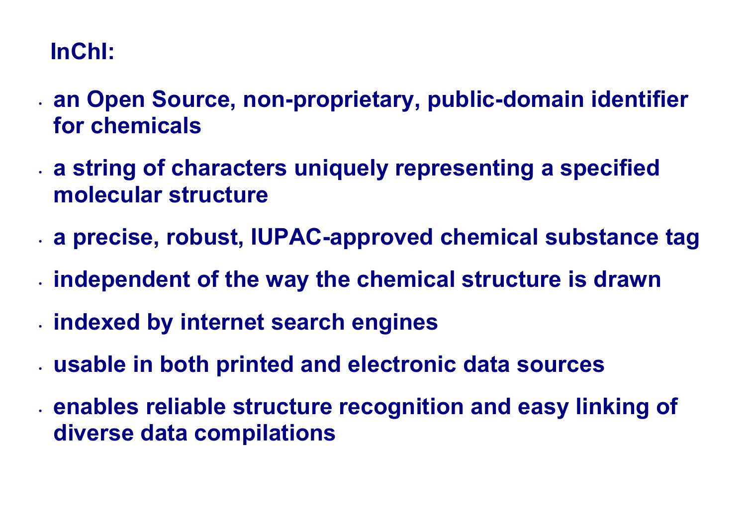**InChI:**

- **an Open Source, non-proprietary, public-domain identifier for chemicals**
- **a string of characters uniquely representing a specified molecular structure**
- **a precise, robust, IUPAC-approved chemical substance tag**
- **independent of the way the chemical structure is drawn**
- **indexed by internet search engines**
- **usable in both printed and electronic data sources**
- **enables reliable structure recognition and easy linking of diverse data compilations**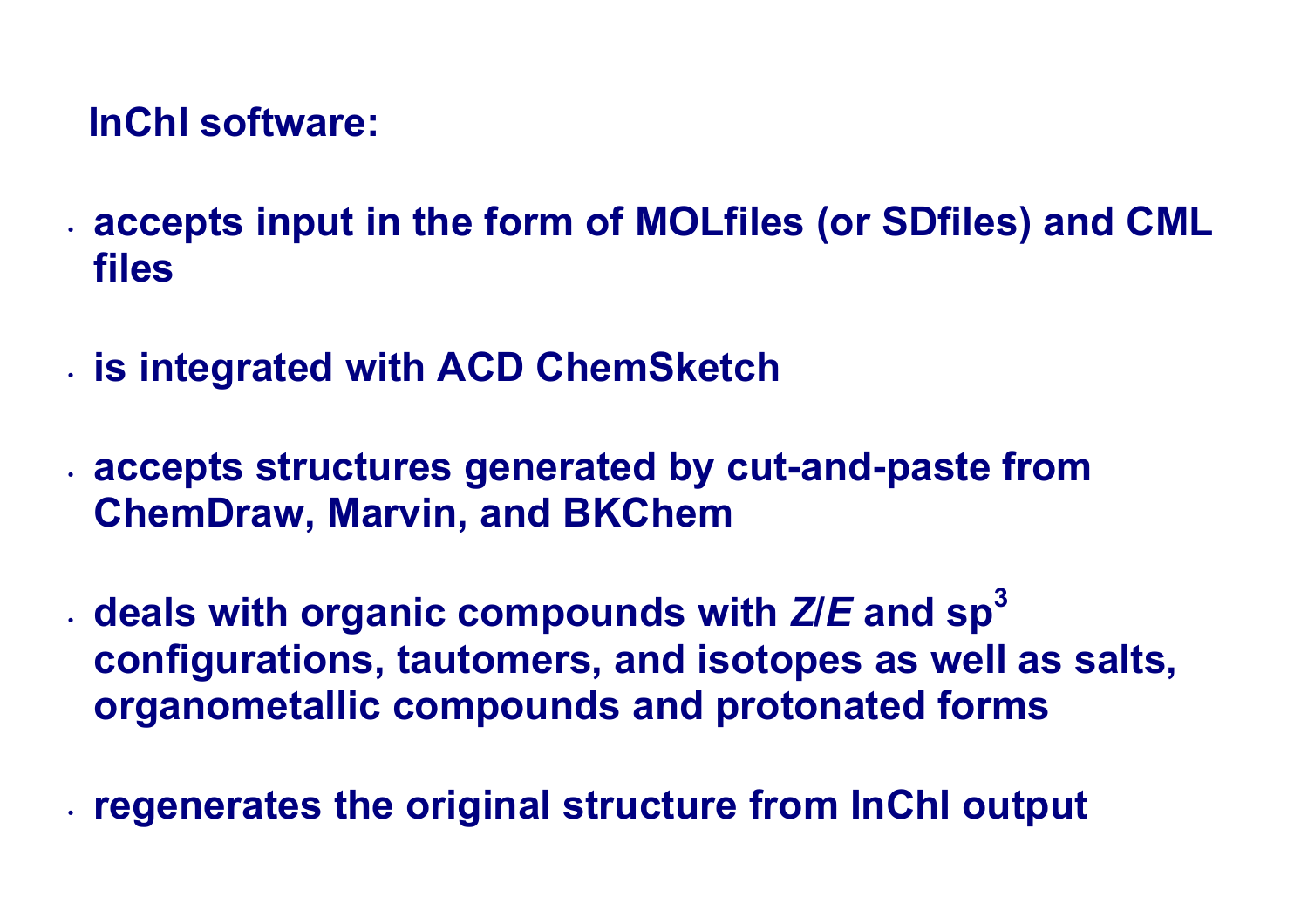**InChI software:**

- **accepts input in the form of MOLfiles (or SDfiles) and CML files**
- **is integrated with ACD ChemSketch**
- **accepts structures generated by cut-and-paste from ChemDraw, Marvin, and BKChem**
- **deals with organic compounds with *Z*/*E* and $sp^3$ configurations, tautomers, and isotopes as well as salts, organometallic compounds and protonated forms**
- **regenerates the original structure from InChI output**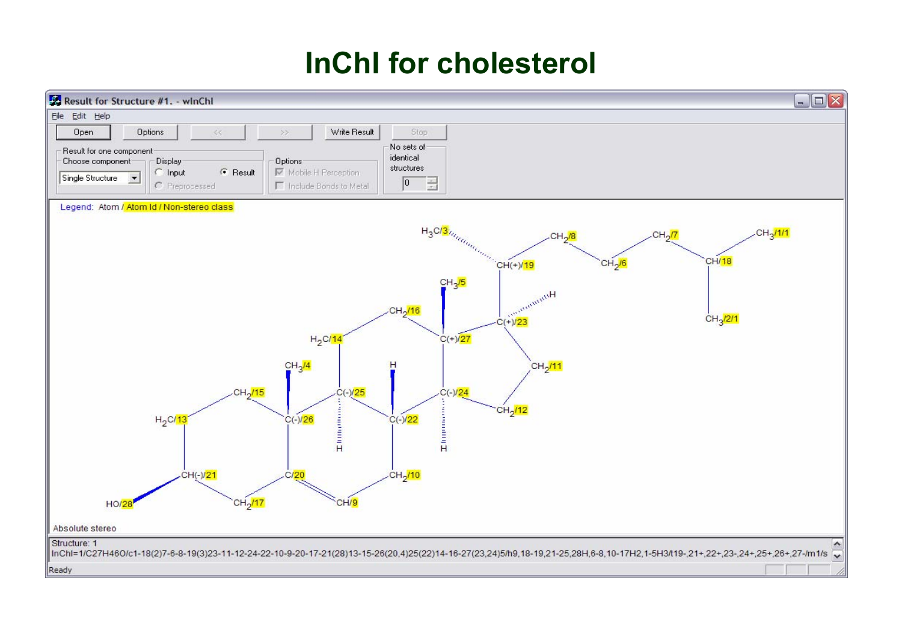# InChI for cholesterol

Result for Structure #1. - wInChI

File Edit Help

Open | Options | << | >> | Write Result | Stop

Result for one component — Choose component: Single Structure

Display: Input / Result / Preprocessed

Options: Mobile H Perception / Include Bonds to Metal

No sets of identical structures: 0

Legend: Atom / Atom Id / Non-stereo class

Absolute stereo

Structure: 1

InChI=1/C27H46O/c1-18(2)7-6-8-19(3)23-11-12-24-22-10-9-20-17-21(28)13-15-26(20,4)25(22)14-16-27(23,24)5/h9,18-19,21-25,28H,6-8,10-17H2,1-5H3/t19-,21+,22+,23-,24+,25+,26+,27-/m1/s

Ready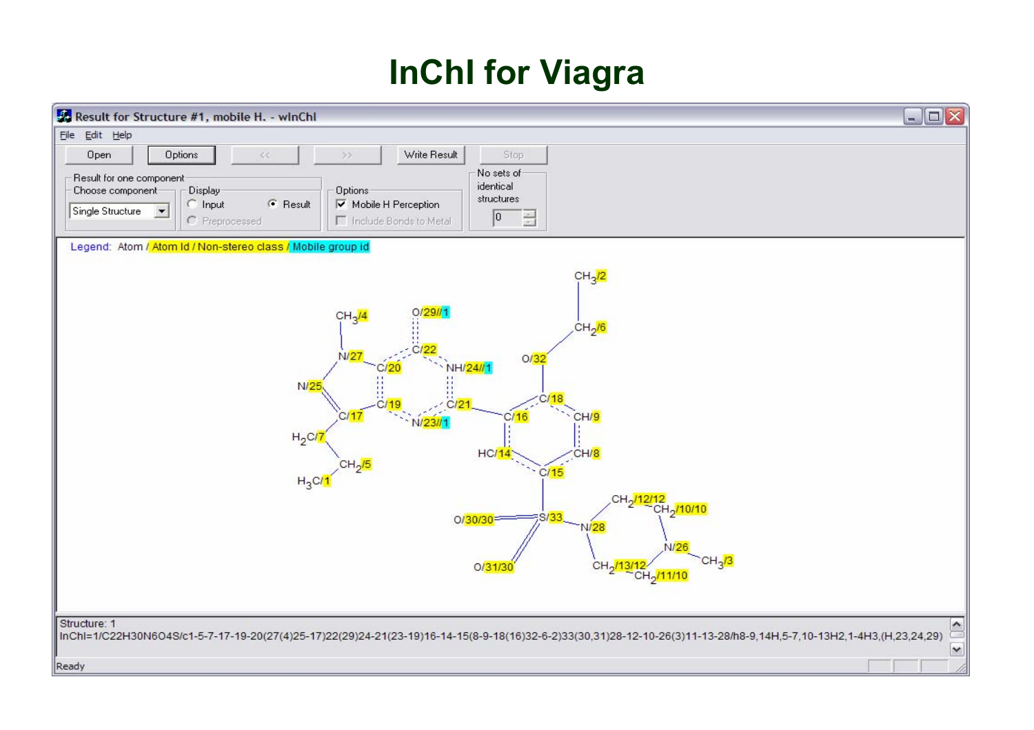# InChI for Viagra

Result for Structure #1, mobile H. - wInChI

File Edit Help

Open | Options | << | >> | Write Result | Stop

Result for one component — Choose component: Single Structure

Display: Input / Result / Preprocessed

Options: Mobile H Perception / Include Bonds to Metal

No sets of identical structures: 0

Legend: Atom / Atom Id / Non-stereo class / Mobile group id

Structure: 1

InChI=1/C22H30N6O4S/c1-5-7-17-19-20(27(4)25-17)22(29)24-21(23-19)16-14-15(8-9-18(16)32-6-2)33(30,31)28-12-10-26(3)11-13-28/h8-9,14H,5-7,10-13H2,1-4H3,(H,23,24,29)

Ready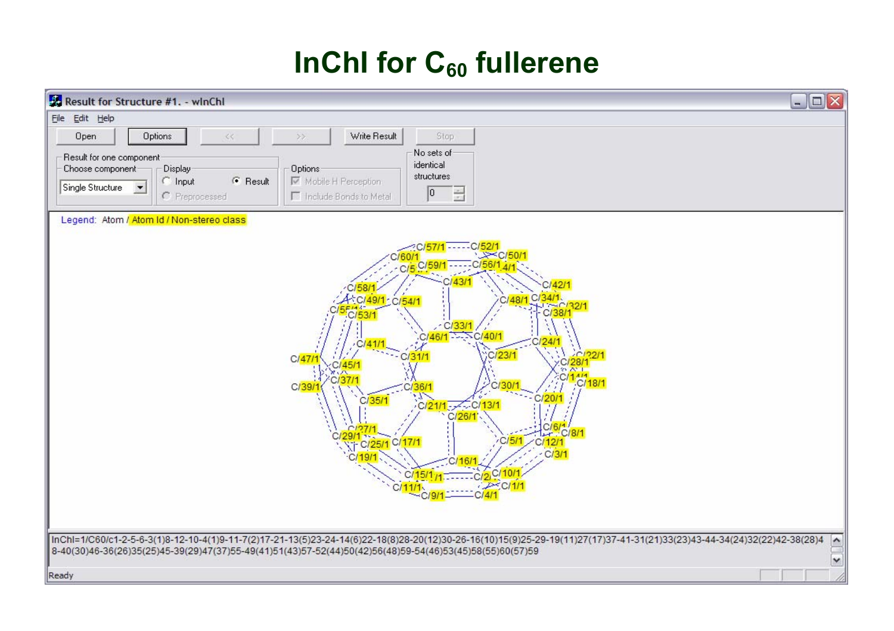# InChI for $C_{60}$ fullerene

Result for Structure #1. - wInChI

File Edit Help

Open | Options | << | >> | Write Result | Stop

Result for one component — Choose component: Single Structure

Display: Input / Result / Preprocessed

Options: Mobile H Perception / Include Bonds to Metal

No sets of identical structures: 0

Legend: Atom / Atom Id / Non-stereo class

InChI=1/C60/c1-2-5-6-3(1)8-12-10-4(1)9-11-7(2)17-21-13(5)23-24-14(6)22-18(8)28-20(12)30-26-16(10)15(9)25-29-19(11)27(17)37-41-31(21)33(23)43-44-34(24)32(22)42-38(28)48-40(30)46-36(26)35(25)45-39(29)47(37)55-49(41)51(43)57-52(44)50(42)56(48)59-54(46)53(45)58(55)60(57)59

Ready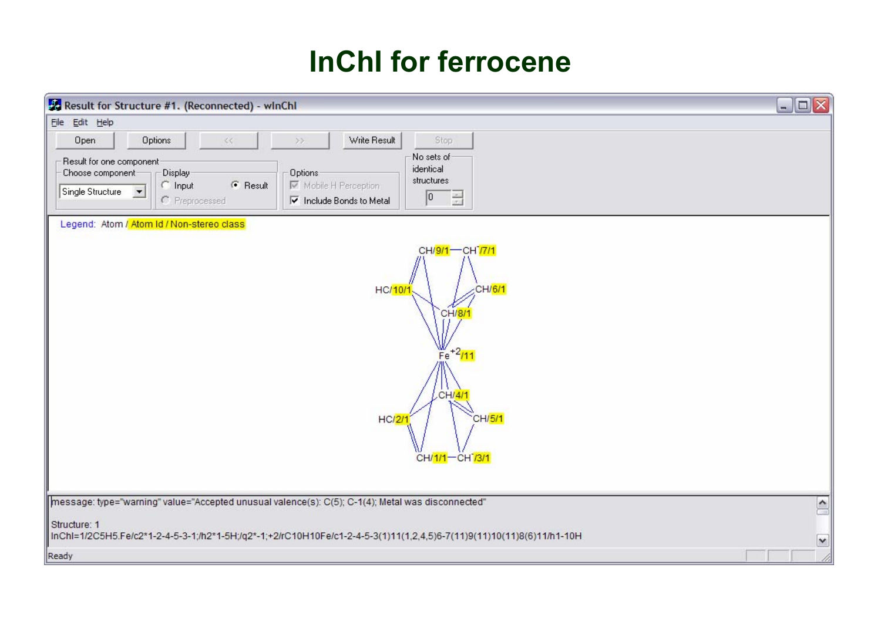# InChI for ferrocene

Result for Structure #1. (Reconnected) - wInChI

File Edit Help

Open | Options | << | >> | Write Result | Stop

Result for one component — Choose component: Single Structure

Display: Input, Result, Preprocessed

Options: Mobile H Perception, Include Bonds to Metal

No sets of identical structures: 0

Legend: Atom / Atom Id / Non-stereo class

message: type="warning" value="Accepted unusual valence(s): C(5); C-1(4); Metal was disconnected"

Structure: 1

InChI=1/2C5H5.Fe/c2*1-2-4-5-3-1;/h2*1-5H;/q2*-1;+2/rC10H10Fe/c1-2-4-5-3(1)11(1,2,4,5)6-7(11)9(11)10(11)8(6)11/h1-10H

Ready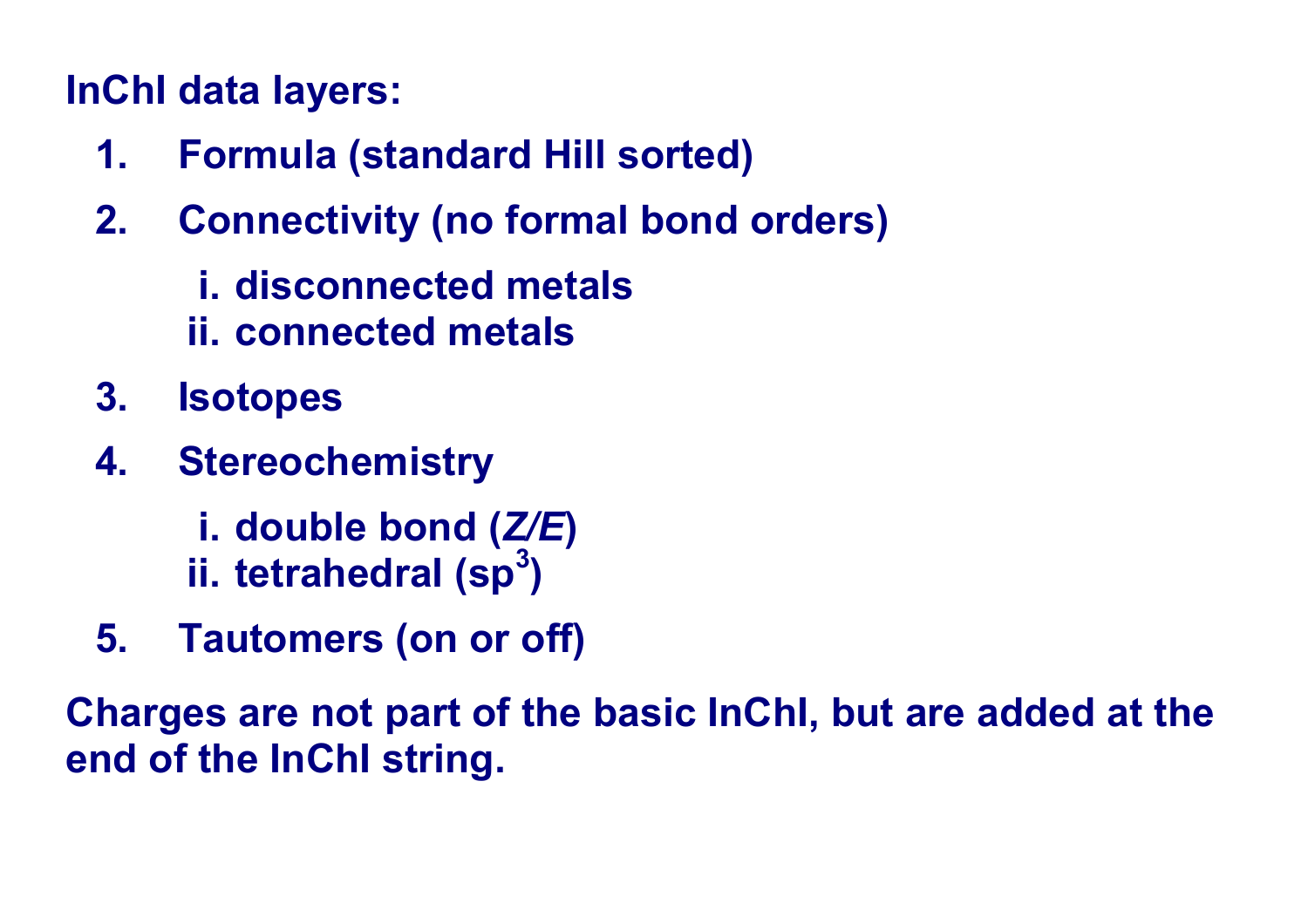**InChI data layers:**

1. **Formula (standard Hill sorted)**
2. **Connectivity (no formal bond orders)**
   - i. disconnected metals
   - ii. connected metals
3. **Isotopes**
4. **Stereochemistry**
   - i. double bond (*Z/E*)
   - ii. tetrahedral ($sp^3$)
5. **Tautomers (on or off)**

**Charges are not part of the basic InChI, but are added at the end of the InChI string.**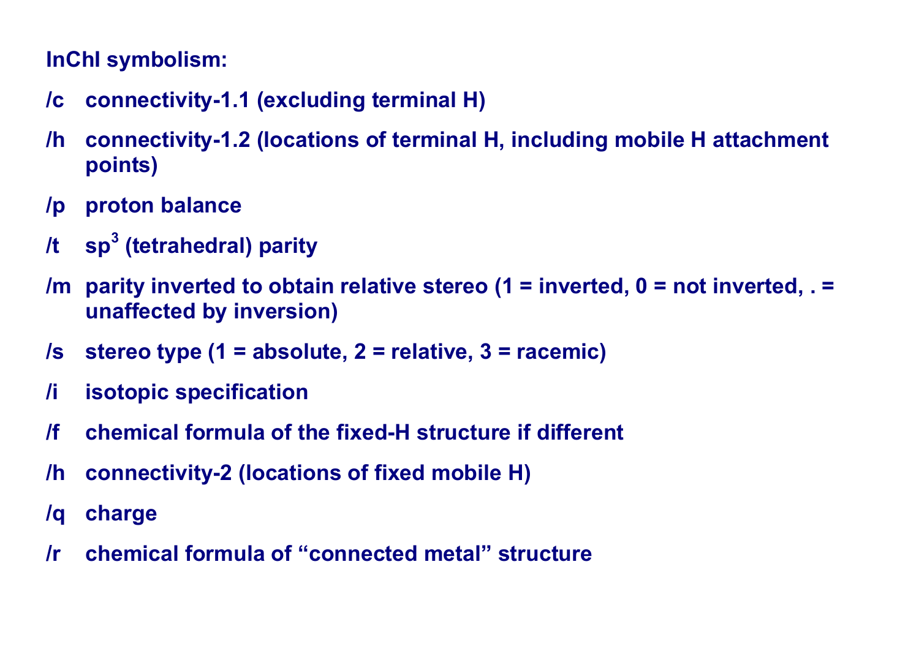**InChI symbolism:**

**/c** connectivity-1.1 (excluding terminal H)

**/h** connectivity-1.2 (locations of terminal H, including mobile H attachment points)

**/p** proton balance

**/t** $sp^3$ (tetrahedral) parity

**/m** parity inverted to obtain relative stereo (1 = inverted, 0 = not inverted, . = unaffected by inversion)

**/s** stereo type (1 = absolute, 2 = relative, 3 = racemic)

**/i** isotopic specification

**/f** chemical formula of the fixed-H structure if different

**/h** connectivity-2 (locations of fixed mobile H)

**/q** charge

**/r** chemical formula of “connected metal” structure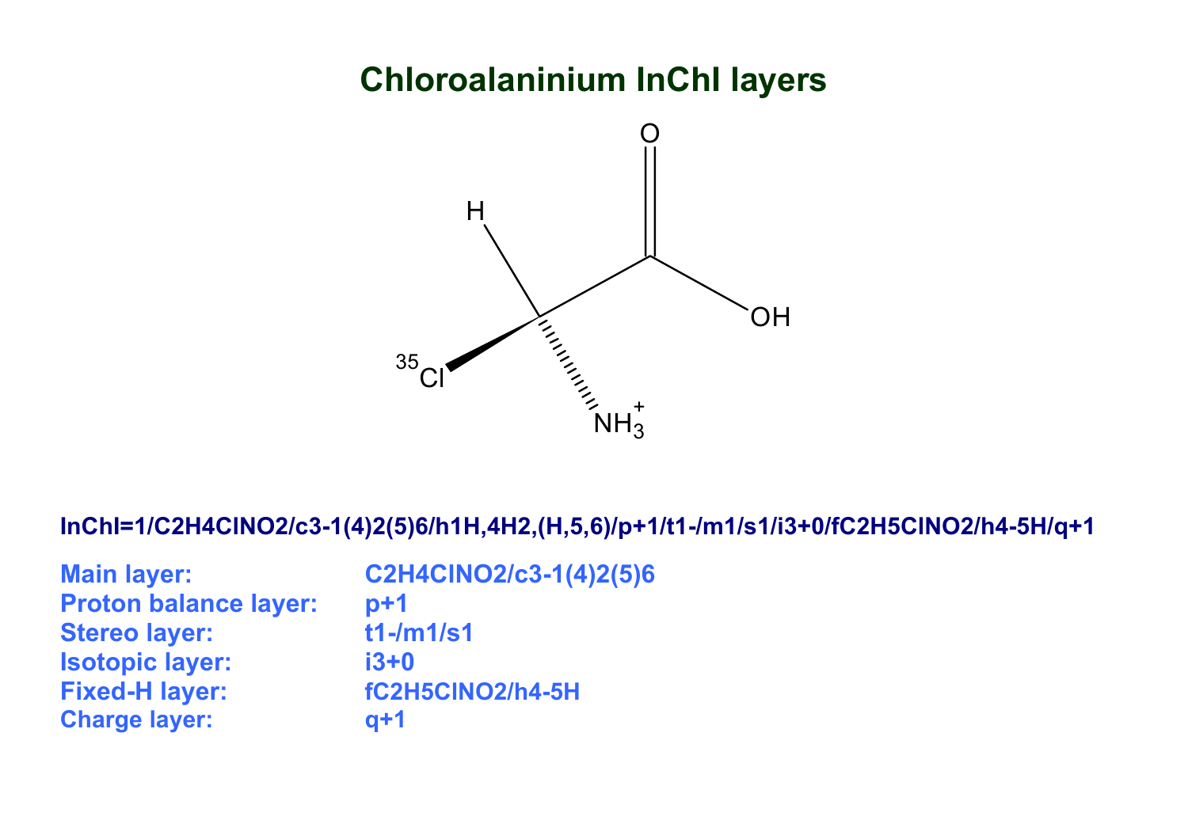# Chloroalaninium InChI layers

InChI=1/C2H4ClNO2/c3-1(4)2(5)6/h1H,4H2,(H,5,6)/p+1/t1-/m1/s1/i3+0/fC2H5ClNO2/h4-5H/q+1

| | |
|---|---|
| **Main layer:** | **C2H4ClNO2/c3-1(4)2(5)6** |
| **Proton balance layer:** | **p+1** |
| **Stereo layer:** | **t1-/m1/s1** |
| **Isotopic layer:** | **i3+0** |
| **Fixed-H layer:** | **fC2H5ClNO2/h4-5H** |
| **Charge layer:** | **q+1** |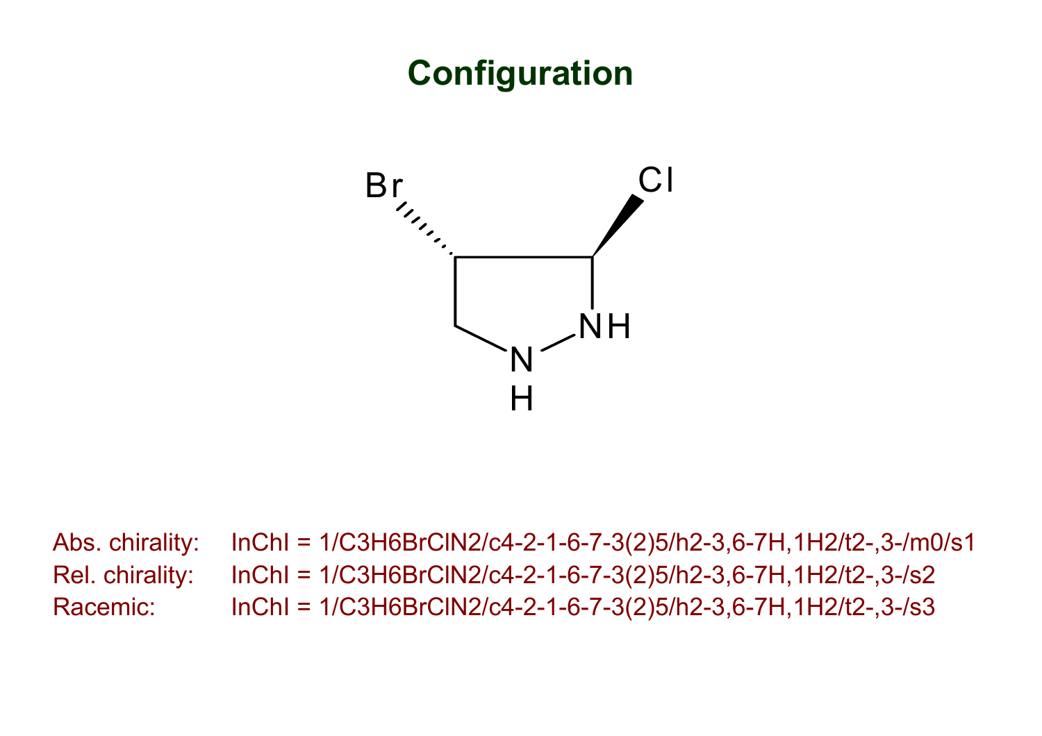# Configuration

Abs. chirality: InChI = 1/C3H6BrClN2/c4-2-1-6-7-3(2)5/h2-3,6-7H,1H2/t2-,3-/m0/s1

Rel. chirality: InChI = 1/C3H6BrClN2/c4-2-1-6-7-3(2)5/h2-3,6-7H,1H2/t2-,3-/s2

Racemic: InChI = 1/C3H6BrClN2/c4-2-1-6-7-3(2)5/h2-3,6-7H,1H2/t2-,3-/s3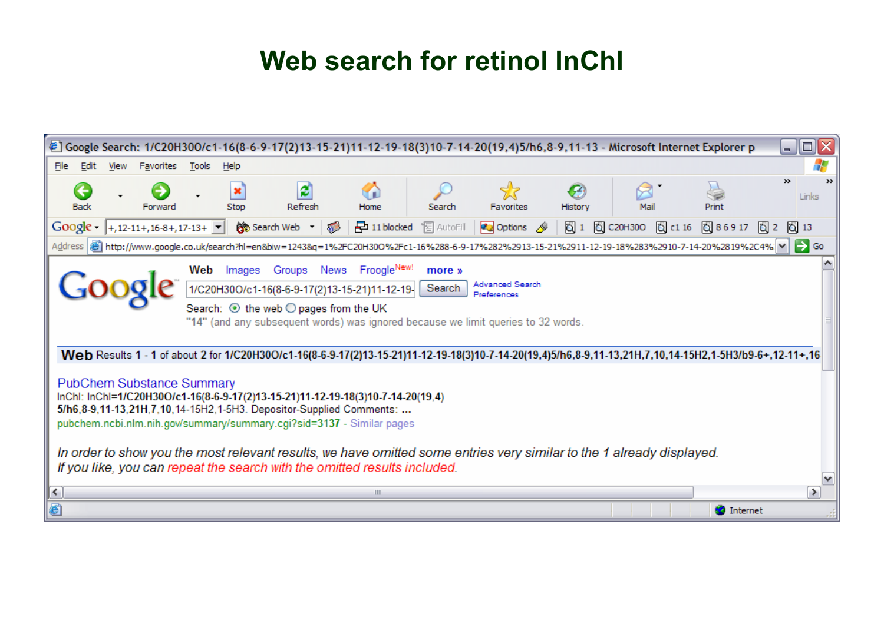# Web search for retinol InChI

Google Search: 1/C20H30O/c1-16(8-6-9-17(2)13-15-21)11-12-19-18(3)10-7-14-20(19,4)5/h6,8-9,11-13 - Microsoft Internet Explorer

Address: http://www.google.co.uk/search?hl=en&biw=1243&q=1%2FC20H30O%2Fc1-16%288-6-9-17%282%2913-15-21%2911-12-19-18%283%2910-7-14-20%2819%2C4%

Web Images Groups News Froogle more »

1/C20H30O/c1-16(8-6-9-17(2)13-15-21)11-12-19- [Search] Advanced Search Preferences

Search: the web pages from the UK

"14" (and any subsequent words) was ignored because we limit queries to 32 words.

**Web** Results **1** - **1** of about **2** for **1/C20H30O/c1-16(8-6-9-17(2)13-15-21)11-12-19-18(3)10-7-14-20(19,4)5/h6,8-9,11-13,21H,7,10,14-15H2,1-5H3/b9-6+,12-11+,16**

PubChem Substance Summary
InChI: InChI=**1/C20H30O/c1-16(8-6-9-17(2)13-15-21)11-12-19-18(3)10-7-14-20(19,4)**
**5/h6,8-9,11-13,21H,7,10,**14-15H2,1-5H3. Depositor-Supplied Comments: **...**
pubchem.ncbi.nlm.nih.gov/summary/summary.cgi?sid=3137 - Similar pages

*In order to show you the most relevant results, we have omitted some entries very similar to the 1 already displayed.*
*If you like, you can repeat the search with the omitted results included.*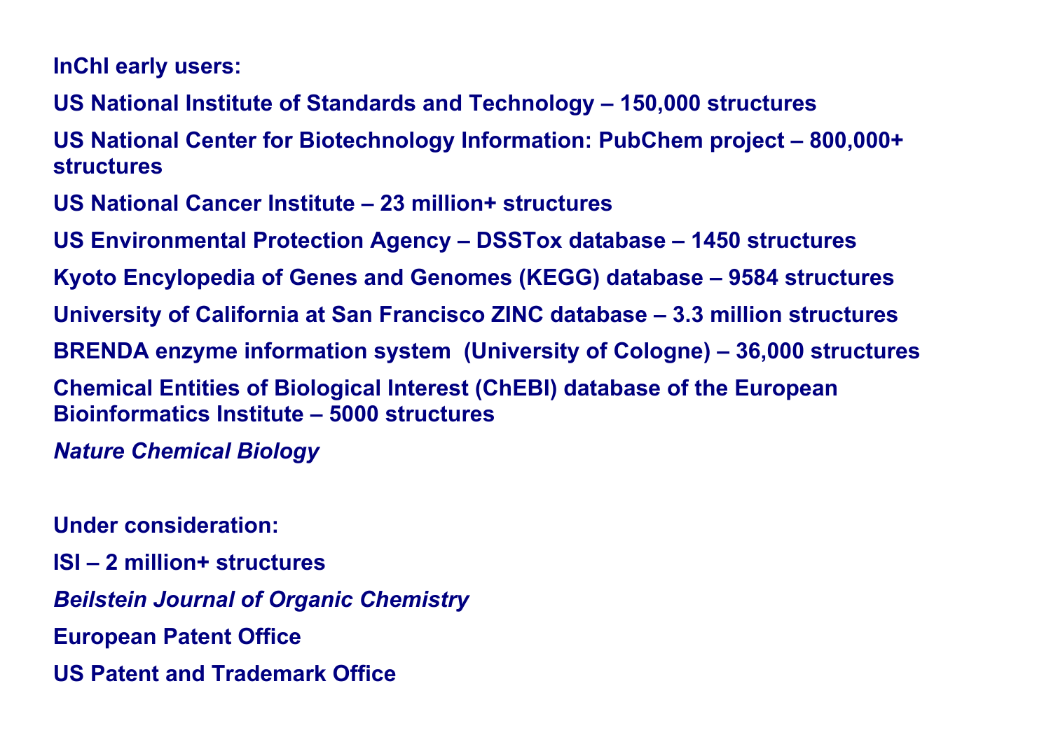**InChI early users:**

**US National Institute of Standards and Technology – 150,000 structures**

**US National Center for Biotechnology Information: PubChem project – 800,000+ structures**

**US National Cancer Institute – 23 million+ structures**

**US Environmental Protection Agency – DSSTox database – 1450 structures**

**Kyoto Encylopedia of Genes and Genomes (KEGG) database – 9584 structures**

**University of California at San Francisco ZINC database – 3.3 million structures**

**BRENDA enzyme information system (University of Cologne) – 36,000 structures**

**Chemical Entities of Biological Interest (ChEBI) database of the European Bioinformatics Institute – 5000 structures**

***Nature Chemical Biology***

**Under consideration:**

**ISI – 2 million+ structures**

***Beilstein Journal of Organic Chemistry***

**European Patent Office**

**US Patent and Trademark Office**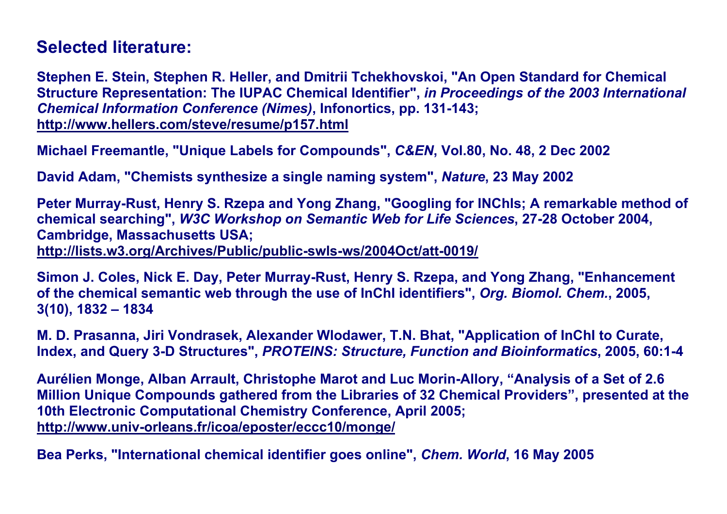## Selected literature:

**Stephen E. Stein, Stephen R. Heller, and Dmitrii Tchekhovskoi, "An Open Standard for Chemical Structure Representation: The IUPAC Chemical Identifier",** ***in Proceedings of the 2003 International Chemical Information Conference (Nimes)*****, Infonortics, pp. 131-143; http://www.hellers.com/steve/resume/p157.html**

**Michael Freemantle, "Unique Labels for Compounds",** ***C&EN*****, Vol.80, No. 48, 2 Dec 2002**

**David Adam, "Chemists synthesize a single naming system",** ***Nature*****, 23 May 2002**

**Peter Murray-Rust, Henry S. Rzepa and Yong Zhang, "Googling for INChIs; A remarkable method of chemical searching",** ***W3C Workshop on Semantic Web for Life Sciences*****, 27-28 October 2004, Cambridge, Massachusetts USA; http://lists.w3.org/Archives/Public/public-swls-ws/2004Oct/att-0019/**

**Simon J. Coles, Nick E. Day, Peter Murray-Rust, Henry S. Rzepa, and Yong Zhang, "Enhancement of the chemical semantic web through the use of InChI identifiers",** ***Org. Biomol. Chem.*****, 2005, 3(10), 1832 – 1834**

**M. D. Prasanna, Jiri Vondrasek, Alexander Wlodawer, T.N. Bhat, "Application of InChI to Curate, Index, and Query 3-D Structures",** ***PROTEINS: Structure, Function and Bioinformatics*****, 2005, 60:1-4**

**Aurélien Monge, Alban Arrault, Christophe Marot and Luc Morin-Allory, "Analysis of a Set of 2.6 Million Unique Compounds gathered from the Libraries of 32 Chemical Providers", presented at the 10th Electronic Computational Chemistry Conference, April 2005; http://www.univ-orleans.fr/icoa/eposter/eccc10/monge/**

**Bea Perks, "International chemical identifier goes online",** ***Chem. World*****, 16 May 2005**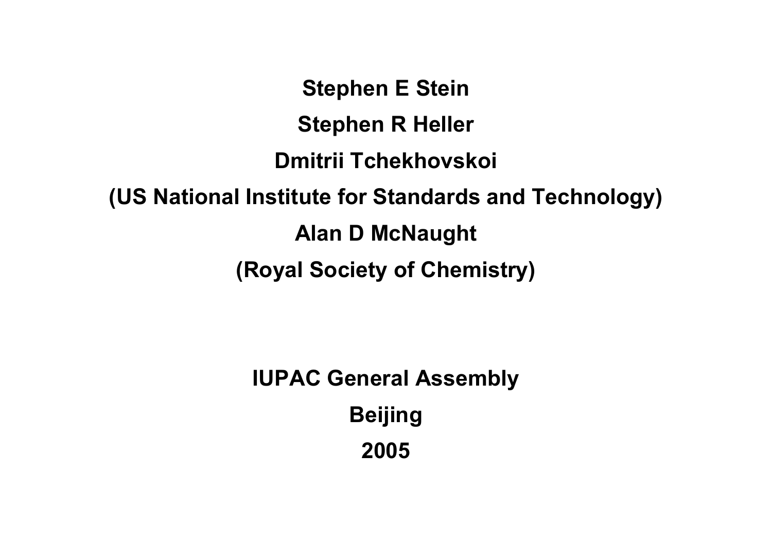**Stephen E Stein**

**Stephen R Heller**

**Dmitrii Tchekhovskoi**

**(US National Institute for Standards and Technology)**

**Alan D McNaught**

**(Royal Society of Chemistry)**

**IUPAC General Assembly**

**Beijing**

**2005**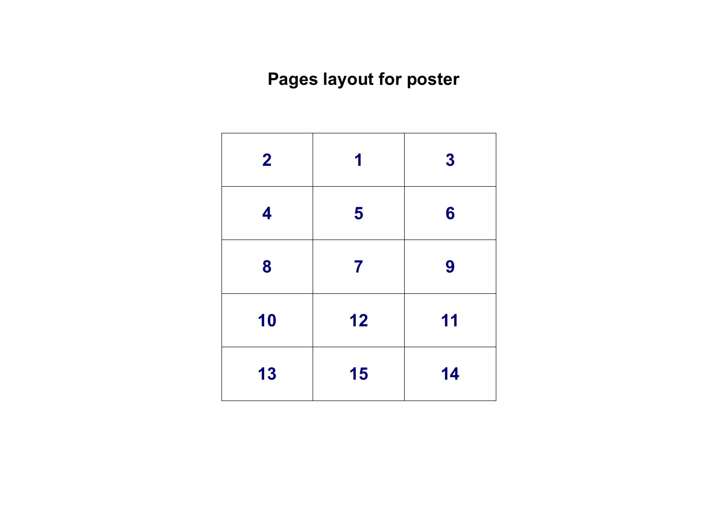# Pages layout for poster

| | | |
|---|---|---|
| 2 | 1 | 3 |
| 4 | 5 | 6 |
| 8 | 7 | 9 |
| 10 | 12 | 11 |
| 13 | 15 | 14 |